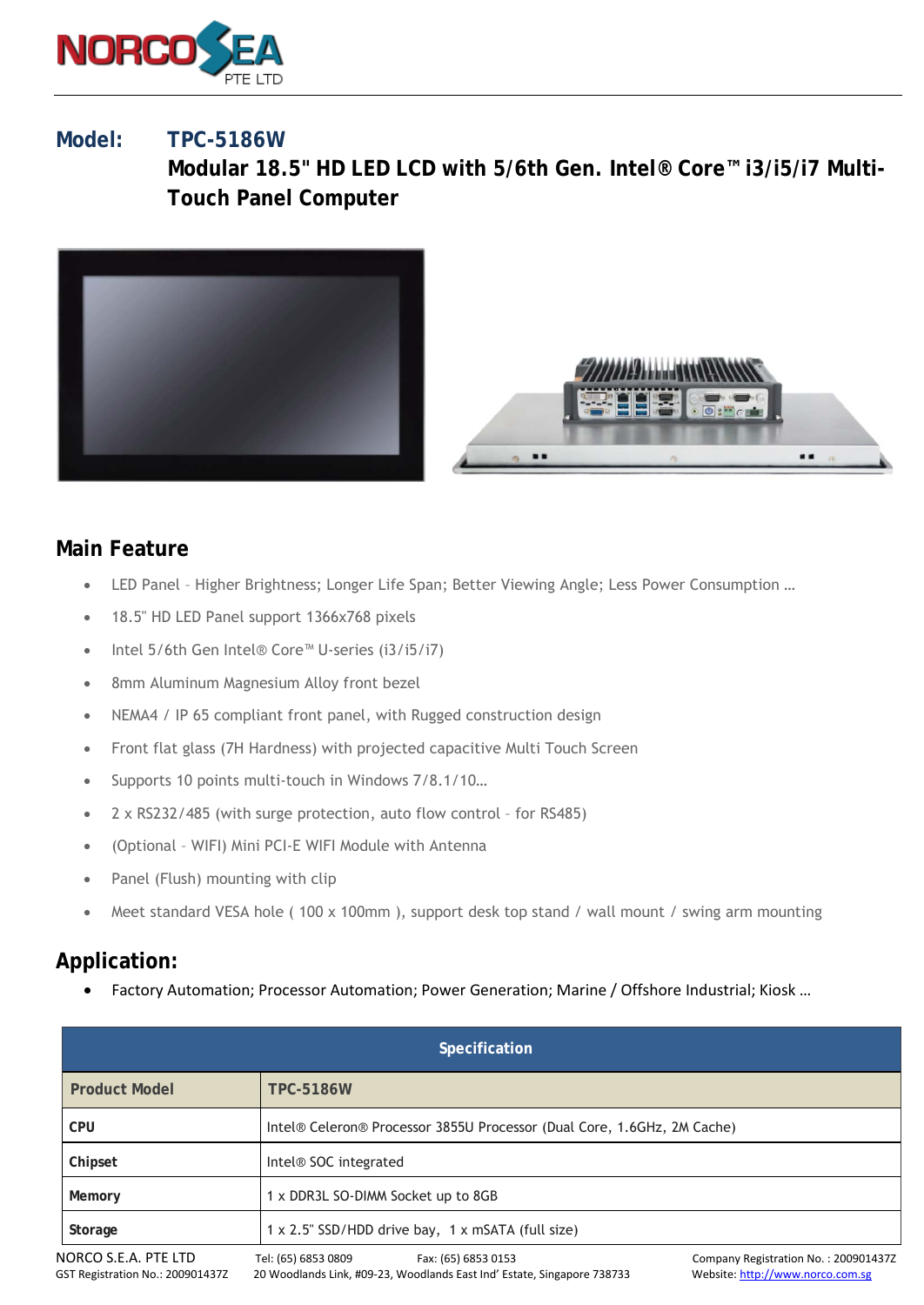**Model:** **TPC-5186W**

# Modular 18.5" HD LED LCD with 5/6th Gen. Intel® Core™ i3/i5/i7 Multi-Touch Panel Computer

## Main Feature

- LED Panel – Higher Brightness; Longer Life Span; Better Viewing Angle; Less Power Consumption …
- 18.5" HD LED Panel support 1366x768 pixels
- Intel 5/6th Gen Intel® Core™ U-series (i3/i5/i7)
- 8mm Aluminum Magnesium Alloy front bezel
- NEMA4 / IP 65 compliant front panel, with Rugged construction design
- Front flat glass (7H Hardness) with projected capacitive Multi Touch Screen
- Supports 10 points multi-touch in Windows 7/8.1/10…
- 2 x RS232/485 (with surge protection, auto flow control – for RS485)
- (Optional – WIFI) Mini PCI-E WIFI Module with Antenna
- Panel (Flush) mounting with clip
- Meet standard VESA hole ( 100 x 100mm ), support desk top stand / wall mount / swing arm mounting

## Application:

- Factory Automation; Processor Automation; Power Generation; Marine / Offshore Industrial; Kiosk …

| Specification | |
|---|---|
| **Product Model** | **TPC-5186W** |
| **CPU** | Intel® Celeron® Processor 3855U Processor (Dual Core, 1.6GHz, 2M Cache) |
| **Chipset** | Intel® SOC integrated |
| **Memory** | 1 x DDR3L SO-DIMM Socket up to 8GB |
| **Storage** | 1 x 2.5" SSD/HDD drive bay, 1 x mSATA (full size) |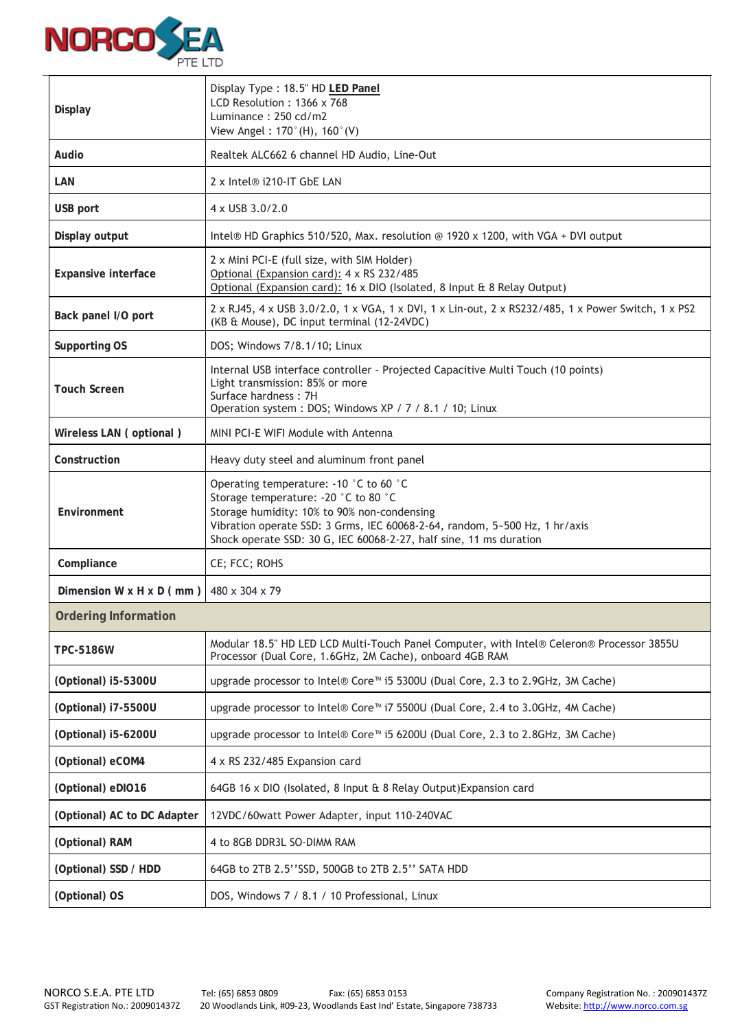| | |
|---|---|
| **Display** | Display Type : 18.5" HD **LED Panel**<br>LCD Resolution : 1366 x 768<br>Luminance : 250 cd/m2<br>View Angel : 170°(H), 160°(V) |
| **Audio** | Realtek ALC662 6 channel HD Audio, Line-Out |
| **LAN** | 2 x Intel® i210-IT GbE LAN |
| **USB port** | 4 x USB 3.0/2.0 |
| **Display output** | Intel® HD Graphics 510/520, Max. resolution @ 1920 x 1200, with VGA + DVI output |
| **Expansive interface** | 2 x Mini PCI-E (full size, with SIM Holder)<br>Optional (Expansion card): 4 x RS 232/485<br>Optional (Expansion card): 16 x DIO (Isolated, 8 Input & 8 Relay Output) |
| **Back panel I/O port** | 2 x RJ45, 4 x USB 3.0/2.0, 1 x VGA, 1 x DVI, 1 x Lin-out, 2 x RS232/485, 1 x Power Switch, 1 x PS2 (KB & Mouse), DC input terminal (12-24VDC) |
| **Supporting OS** | DOS; Windows 7/8.1/10; Linux |
| **Touch Screen** | Internal USB interface controller – Projected Capacitive Multi Touch (10 points)<br>Light transmission: 85% or more<br>Surface hardness : 7H<br>Operation system : DOS; Windows XP / 7 / 8.1 / 10; Linux |
| **Wireless LAN ( optional )** | MINI PCI-E WIFI Module with Antenna |
| **Construction** | Heavy duty steel and aluminum front panel |
| **Environment** | Operating temperature: -10 °C to 60 °C<br>Storage temperature: -20 °C to 80 °C<br>Storage humidity: 10% to 90% non-condensing<br>Vibration operate SSD: 3 Grms, IEC 60068-2-64, random, 5~500 Hz, 1 hr/axis<br>Shock operate SSD: 30 G, IEC 60068-2-27, half sine, 11 ms duration |
| **Compliance** | CE; FCC; ROHS |
| **Dimension W x H x D ( mm )** | 480 x 304 x 79 |
| **Ordering Information** | |
| **TPC-5186W** | Modular 18.5" HD LED LCD Multi-Touch Panel Computer, with Intel® Celeron® Processor 3855U Processor (Dual Core, 1.6GHz, 2M Cache), onboard 4GB RAM |
| **(Optional) i5-5300U** | upgrade processor to Intel® Core™ i5 5300U (Dual Core, 2.3 to 2.9GHz, 3M Cache) |
| **(Optional) i7-5500U** | upgrade processor to Intel® Core™ i7 5500U (Dual Core, 2.4 to 3.0GHz, 4M Cache) |
| **(Optional) i5-6200U** | upgrade processor to Intel® Core™ i5 6200U (Dual Core, 2.3 to 2.8GHz, 3M Cache) |
| **(Optional) eCOM4** | 4 x RS 232/485 Expansion card |
| **(Optional) eDIO16** | 64GB 16 x DIO (Isolated, 8 Input & 8 Relay Output)Expansion card |
| **(Optional) AC to DC Adapter** | 12VDC/60watt Power Adapter, input 110-240VAC |
| **(Optional) RAM** | 4 to 8GB DDR3L SO-DIMM RAM |
| **(Optional) SSD / HDD** | 64GB to 2TB 2.5''SSD, 500GB to 2TB 2.5'' SATA HDD |
| **(Optional) OS** | DOS, Windows 7 / 8.1 / 10 Professional, Linux |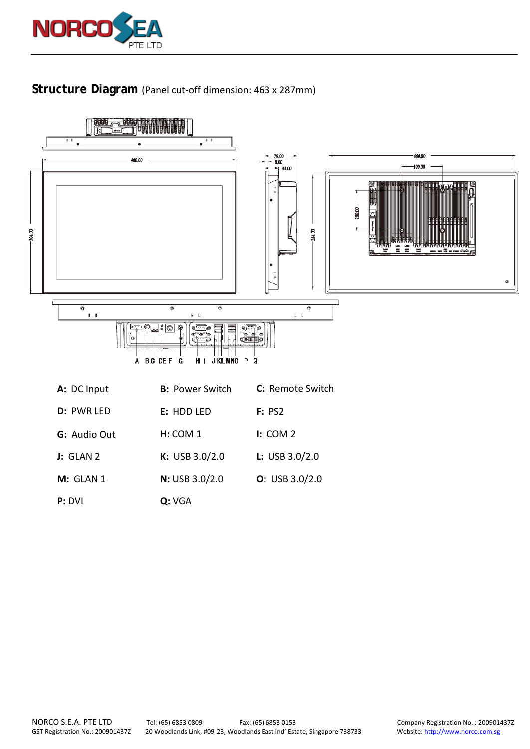## **Structure Diagram** (Panel cut-off dimension: 463 x 287mm)

480.00

304.00

79.00

8.00

33.00

284.00

460.00

100.00

100.00

A B C D E F G H I J K L M N O P Q

| | | |
|---|---|---|
| **A:** DC Input | **B:** Power Switch | **C:** Remote Switch |
| **D:** PWR LED | **E:** HDD LED | **F:** PS2 |
| **G:** Audio Out | **H:** COM 1 | **I:** COM 2 |
| **J:** GLAN 2 | **K:** USB 3.0/2.0 | **L:** USB 3.0/2.0 |
| **M:** GLAN 1 | **N:** USB 3.0/2.0 | **O:** USB 3.0/2.0 |
| **P:** DVI | **Q:** VGA | |

NORCO S.E.A. PTE LTD Tel: (65) 6853 0809 Fax: (65) 6853 0153 Company Registration No. : 200901437Z
GST Registration No.: 200901437Z 20 Woodlands Link, #09-23, Woodlands East Ind' Estate, Singapore 738733 Website: http://www.norco.com.sg